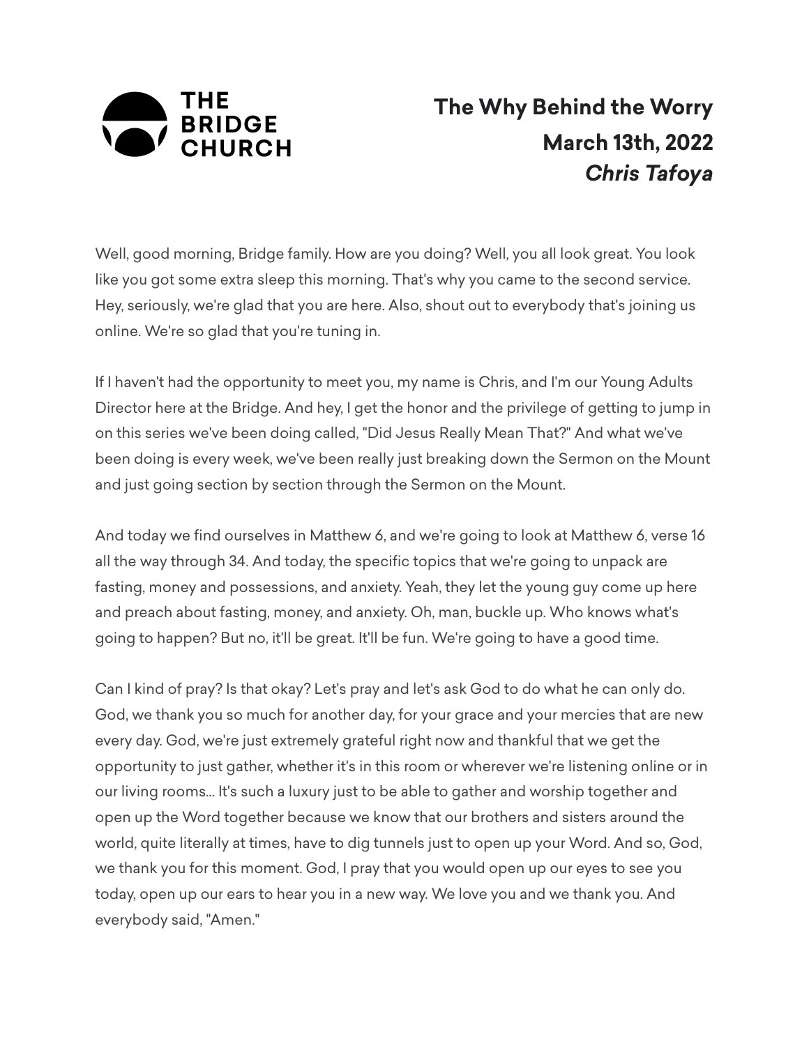**THE BRIDGE CHURCH**

# The Why Behind the Worry

**March 13th, 2022**

***Chris Tafoya***

Well, good morning, Bridge family. How are you doing? Well, you all look great. You look like you got some extra sleep this morning. That's why you came to the second service. Hey, seriously, we're glad that you are here. Also, shout out to everybody that's joining us online. We're so glad that you're tuning in.

If I haven't had the opportunity to meet you, my name is Chris, and I'm our Young Adults Director here at the Bridge. And hey, I get the honor and the privilege of getting to jump in on this series we've been doing called, "Did Jesus Really Mean That?" And what we've been doing is every week, we've been really just breaking down the Sermon on the Mount and just going section by section through the Sermon on the Mount.

And today we find ourselves in Matthew 6, and we're going to look at Matthew 6, verse 16 all the way through 34. And today, the specific topics that we're going to unpack are fasting, money and possessions, and anxiety. Yeah, they let the young guy come up here and preach about fasting, money, and anxiety. Oh, man, buckle up. Who knows what's going to happen? But no, it'll be great. It'll be fun. We're going to have a good time.

Can I kind of pray? Is that okay? Let's pray and let's ask God to do what he can only do. God, we thank you so much for another day, for your grace and your mercies that are new every day. God, we're just extremely grateful right now and thankful that we get the opportunity to just gather, whether it's in this room or wherever we're listening online or in our living rooms... It's such a luxury just to be able to gather and worship together and open up the Word together because we know that our brothers and sisters around the world, quite literally at times, have to dig tunnels just to open up your Word. And so, God, we thank you for this moment. God, I pray that you would open up our eyes to see you today, open up our ears to hear you in a new way. We love you and we thank you. And everybody said, "Amen."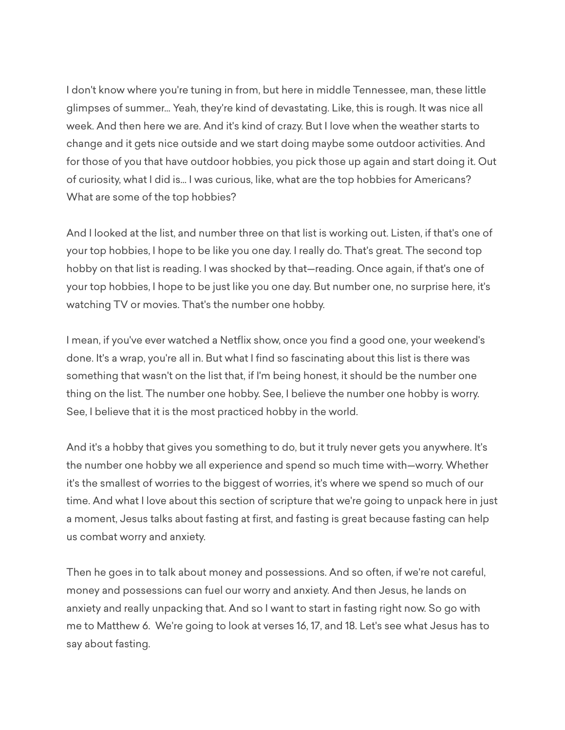I don't know where you're tuning in from, but here in middle Tennessee, man, these little glimpses of summer... Yeah, they're kind of devastating. Like, this is rough. It was nice all week. And then here we are. And it's kind of crazy. But I love when the weather starts to change and it gets nice outside and we start doing maybe some outdoor activities. And for those of you that have outdoor hobbies, you pick those up again and start doing it. Out of curiosity, what I did is... I was curious, like, what are the top hobbies for Americans? What are some of the top hobbies?

And I looked at the list, and number three on that list is working out. Listen, if that's one of your top hobbies, I hope to be like you one day. I really do. That's great. The second top hobby on that list is reading. I was shocked by that—reading. Once again, if that's one of your top hobbies, I hope to be just like you one day. But number one, no surprise here, it's watching TV or movies. That's the number one hobby.

I mean, if you've ever watched a Netflix show, once you find a good one, your weekend's done. It's a wrap, you're all in. But what I find so fascinating about this list is there was something that wasn't on the list that, if I'm being honest, it should be the number one thing on the list. The number one hobby. See, I believe the number one hobby is worry. See, I believe that it is the most practiced hobby in the world.

And it's a hobby that gives you something to do, but it truly never gets you anywhere. It's the number one hobby we all experience and spend so much time with—worry. Whether it's the smallest of worries to the biggest of worries, it's where we spend so much of our time. And what I love about this section of scripture that we're going to unpack here in just a moment, Jesus talks about fasting at first, and fasting is great because fasting can help us combat worry and anxiety.

Then he goes in to talk about money and possessions. And so often, if we're not careful, money and possessions can fuel our worry and anxiety. And then Jesus, he lands on anxiety and really unpacking that. And so I want to start in fasting right now. So go with me to Matthew 6. We're going to look at verses 16, 17, and 18. Let's see what Jesus has to say about fasting.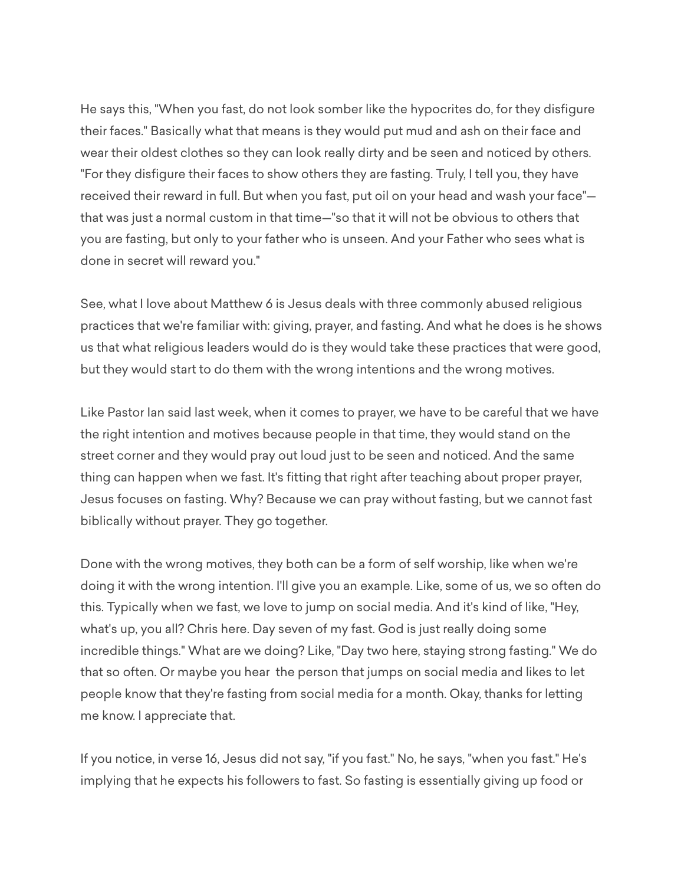He says this, "When you fast, do not look somber like the hypocrites do, for they disfigure their faces." Basically what that means is they would put mud and ash on their face and wear their oldest clothes so they can look really dirty and be seen and noticed by others. "For they disfigure their faces to show others they are fasting. Truly, I tell you, they have received their reward in full. But when you fast, put oil on your head and wash your face"—that was just a normal custom in that time—"so that it will not be obvious to others that you are fasting, but only to your father who is unseen. And your Father who sees what is done in secret will reward you."

See, what I love about Matthew 6 is Jesus deals with three commonly abused religious practices that we're familiar with: giving, prayer, and fasting. And what he does is he shows us that what religious leaders would do is they would take these practices that were good, but they would start to do them with the wrong intentions and the wrong motives.

Like Pastor Ian said last week, when it comes to prayer, we have to be careful that we have the right intention and motives because people in that time, they would stand on the street corner and they would pray out loud just to be seen and noticed. And the same thing can happen when we fast. It's fitting that right after teaching about proper prayer, Jesus focuses on fasting. Why? Because we can pray without fasting, but we cannot fast biblically without prayer. They go together.

Done with the wrong motives, they both can be a form of self worship, like when we're doing it with the wrong intention. I'll give you an example. Like, some of us, we so often do this. Typically when we fast, we love to jump on social media. And it's kind of like, "Hey, what's up, you all? Chris here. Day seven of my fast. God is just really doing some incredible things." What are we doing? Like, "Day two here, staying strong fasting." We do that so often. Or maybe you hear the person that jumps on social media and likes to let people know that they're fasting from social media for a month. Okay, thanks for letting me know. I appreciate that.

If you notice, in verse 16, Jesus did not say, "if you fast." No, he says, "when you fast." He's implying that he expects his followers to fast. So fasting is essentially giving up food or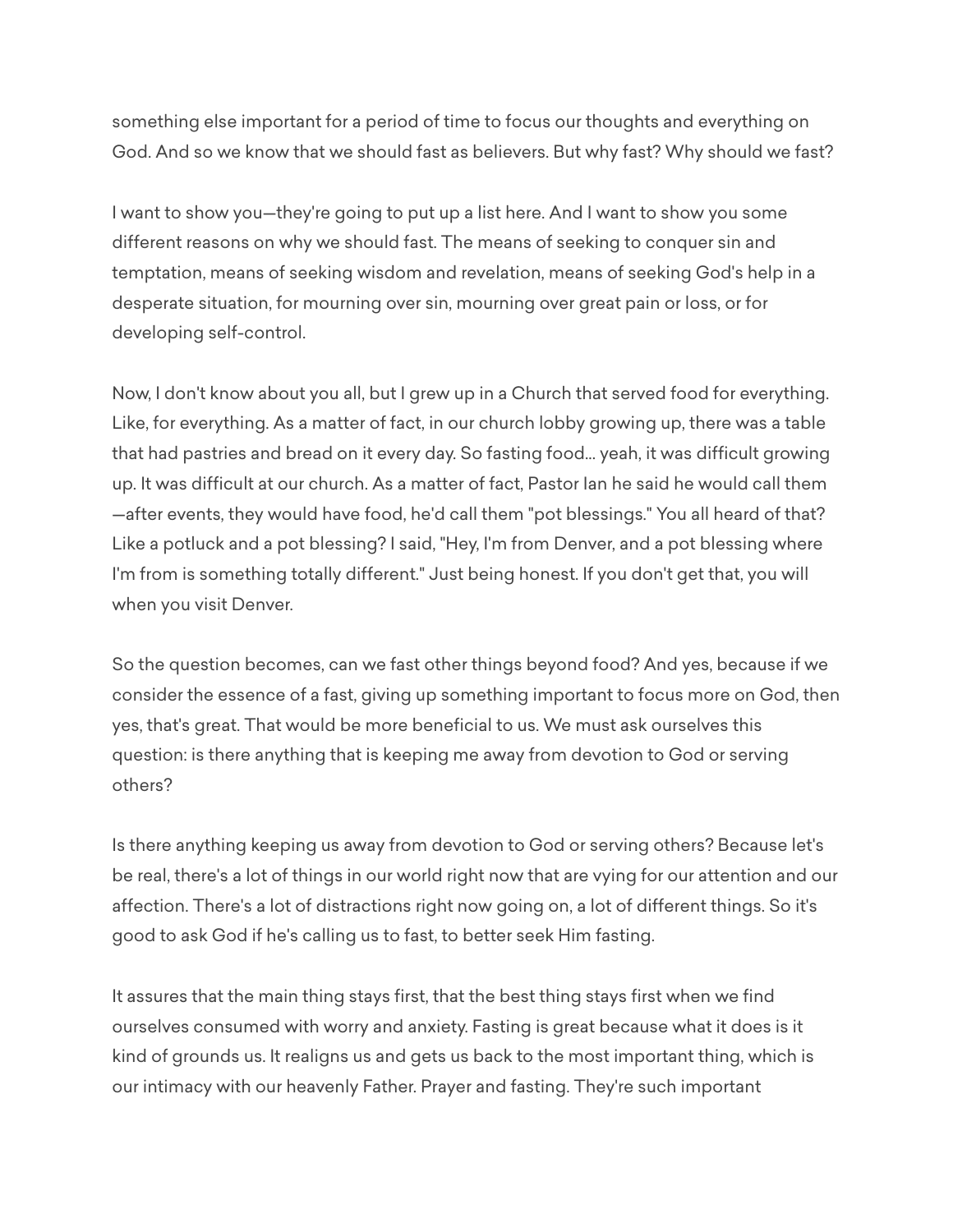something else important for a period of time to focus our thoughts and everything on God. And so we know that we should fast as believers. But why fast? Why should we fast?

I want to show you—they're going to put up a list here. And I want to show you some different reasons on why we should fast. The means of seeking to conquer sin and temptation, means of seeking wisdom and revelation, means of seeking God's help in a desperate situation, for mourning over sin, mourning over great pain or loss, or for developing self-control.

Now, I don't know about you all, but I grew up in a Church that served food for everything. Like, for everything. As a matter of fact, in our church lobby growing up, there was a table that had pastries and bread on it every day. So fasting food... yeah, it was difficult growing up. It was difficult at our church. As a matter of fact, Pastor Ian he said he would call them —after events, they would have food, he'd call them "pot blessings." You all heard of that? Like a potluck and a pot blessing? I said, "Hey, I'm from Denver, and a pot blessing where I'm from is something totally different." Just being honest. If you don't get that, you will when you visit Denver.

So the question becomes, can we fast other things beyond food? And yes, because if we consider the essence of a fast, giving up something important to focus more on God, then yes, that's great. That would be more beneficial to us. We must ask ourselves this question: is there anything that is keeping me away from devotion to God or serving others?

Is there anything keeping us away from devotion to God or serving others? Because let's be real, there's a lot of things in our world right now that are vying for our attention and our affection. There's a lot of distractions right now going on, a lot of different things. So it's good to ask God if he's calling us to fast, to better seek Him fasting.

It assures that the main thing stays first, that the best thing stays first when we find ourselves consumed with worry and anxiety. Fasting is great because what it does is it kind of grounds us. It realigns us and gets us back to the most important thing, which is our intimacy with our heavenly Father. Prayer and fasting. They're such important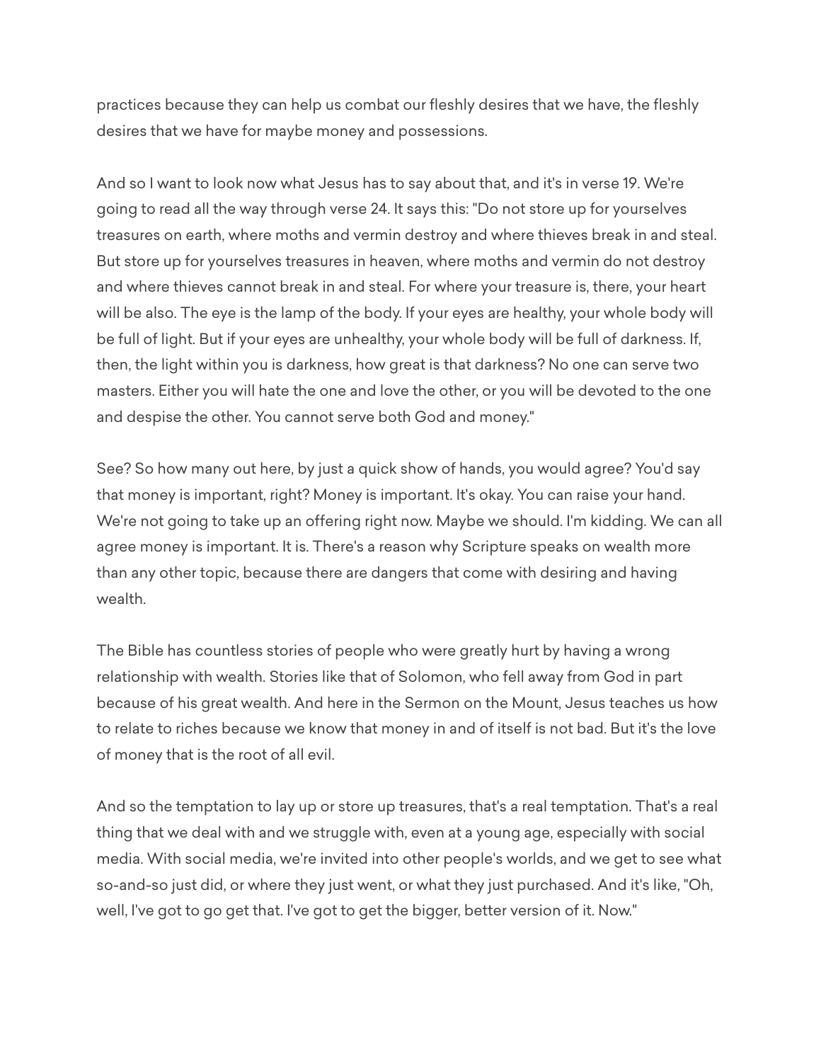practices because they can help us combat our fleshly desires that we have, the fleshly desires that we have for maybe money and possessions.

And so I want to look now what Jesus has to say about that, and it's in verse 19. We're going to read all the way through verse 24. It says this: "Do not store up for yourselves treasures on earth, where moths and vermin destroy and where thieves break in and steal. But store up for yourselves treasures in heaven, where moths and vermin do not destroy and where thieves cannot break in and steal. For where your treasure is, there, your heart will be also. The eye is the lamp of the body. If your eyes are healthy, your whole body will be full of light. But if your eyes are unhealthy, your whole body will be full of darkness. If, then, the light within you is darkness, how great is that darkness? No one can serve two masters. Either you will hate the one and love the other, or you will be devoted to the one and despise the other. You cannot serve both God and money."

See? So how many out here, by just a quick show of hands, you would agree? You'd say that money is important, right? Money is important. It's okay. You can raise your hand. We're not going to take up an offering right now. Maybe we should. I'm kidding. We can all agree money is important. It is. There's a reason why Scripture speaks on wealth more than any other topic, because there are dangers that come with desiring and having wealth.

The Bible has countless stories of people who were greatly hurt by having a wrong relationship with wealth. Stories like that of Solomon, who fell away from God in part because of his great wealth. And here in the Sermon on the Mount, Jesus teaches us how to relate to riches because we know that money in and of itself is not bad. But it's the love of money that is the root of all evil.

And so the temptation to lay up or store up treasures, that's a real temptation. That's a real thing that we deal with and we struggle with, even at a young age, especially with social media. With social media, we're invited into other people's worlds, and we get to see what so-and-so just did, or where they just went, or what they just purchased. And it's like, "Oh, well, I've got to go get that. I've got to get the bigger, better version of it. Now."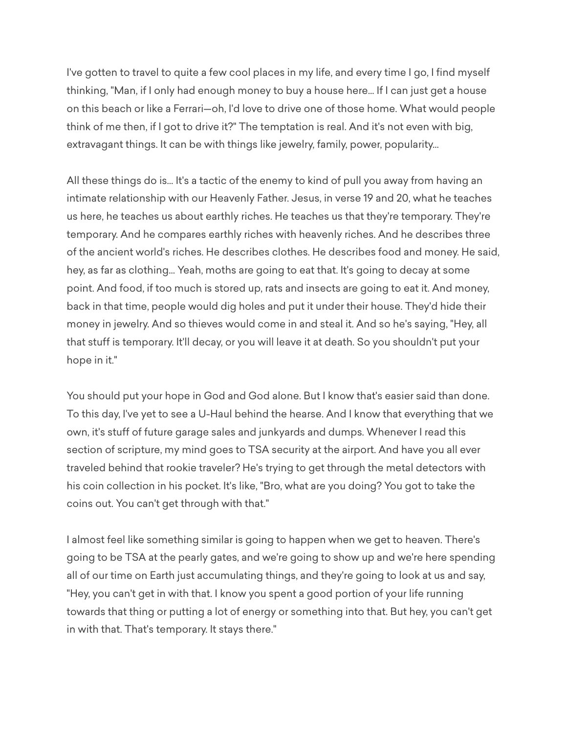I've gotten to travel to quite a few cool places in my life, and every time I go, I find myself thinking, "Man, if I only had enough money to buy a house here... If I can just get a house on this beach or like a Ferrari—oh, I'd love to drive one of those home. What would people think of me then, if I got to drive it?" The temptation is real. And it's not even with big, extravagant things. It can be with things like jewelry, family, power, popularity...

All these things do is... It's a tactic of the enemy to kind of pull you away from having an intimate relationship with our Heavenly Father. Jesus, in verse 19 and 20, what he teaches us here, he teaches us about earthly riches. He teaches us that they're temporary. They're temporary. And he compares earthly riches with heavenly riches. And he describes three of the ancient world's riches. He describes clothes. He describes food and money. He said, hey, as far as clothing... Yeah, moths are going to eat that. It's going to decay at some point. And food, if too much is stored up, rats and insects are going to eat it. And money, back in that time, people would dig holes and put it under their house. They'd hide their money in jewelry. And so thieves would come in and steal it. And so he's saying, "Hey, all that stuff is temporary. It'll decay, or you will leave it at death. So you shouldn't put your hope in it."

You should put your hope in God and God alone. But I know that's easier said than done. To this day, I've yet to see a U-Haul behind the hearse. And I know that everything that we own, it's stuff of future garage sales and junkyards and dumps. Whenever I read this section of scripture, my mind goes to TSA security at the airport. And have you all ever traveled behind that rookie traveler? He's trying to get through the metal detectors with his coin collection in his pocket. It's like, "Bro, what are you doing? You got to take the coins out. You can't get through with that."

I almost feel like something similar is going to happen when we get to heaven. There's going to be TSA at the pearly gates, and we're going to show up and we're here spending all of our time on Earth just accumulating things, and they're going to look at us and say, "Hey, you can't get in with that. I know you spent a good portion of your life running towards that thing or putting a lot of energy or something into that. But hey, you can't get in with that. That's temporary. It stays there."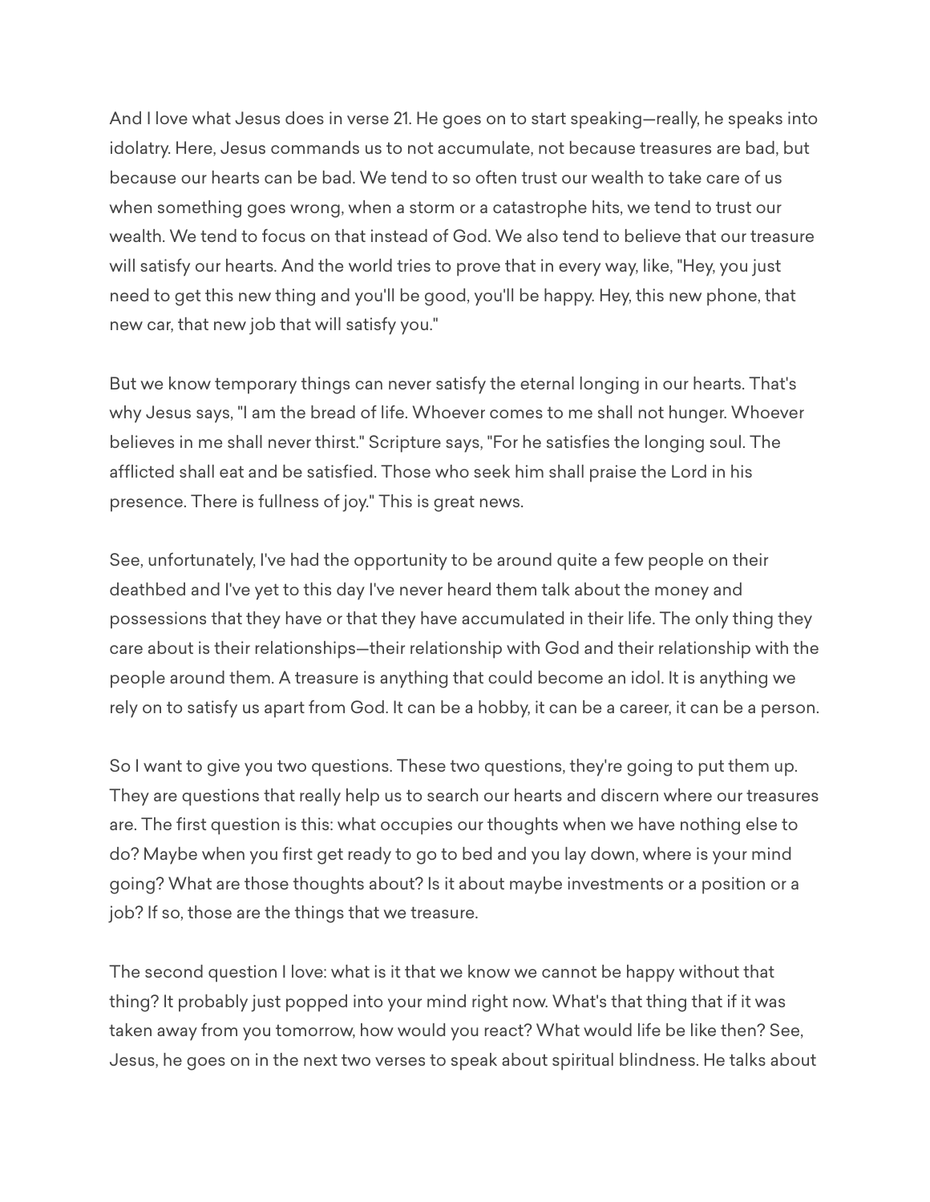And I love what Jesus does in verse 21. He goes on to start speaking—really, he speaks into idolatry. Here, Jesus commands us to not accumulate, not because treasures are bad, but because our hearts can be bad. We tend to so often trust our wealth to take care of us when something goes wrong, when a storm or a catastrophe hits, we tend to trust our wealth. We tend to focus on that instead of God. We also tend to believe that our treasure will satisfy our hearts. And the world tries to prove that in every way, like, "Hey, you just need to get this new thing and you'll be good, you'll be happy. Hey, this new phone, that new car, that new job that will satisfy you."

But we know temporary things can never satisfy the eternal longing in our hearts. That's why Jesus says, "I am the bread of life. Whoever comes to me shall not hunger. Whoever believes in me shall never thirst." Scripture says, "For he satisfies the longing soul. The afflicted shall eat and be satisfied. Those who seek him shall praise the Lord in his presence. There is fullness of joy." This is great news.

See, unfortunately, I've had the opportunity to be around quite a few people on their deathbed and I've yet to this day I've never heard them talk about the money and possessions that they have or that they have accumulated in their life. The only thing they care about is their relationships—their relationship with God and their relationship with the people around them. A treasure is anything that could become an idol. It is anything we rely on to satisfy us apart from God. It can be a hobby, it can be a career, it can be a person.

So I want to give you two questions. These two questions, they're going to put them up. They are questions that really help us to search our hearts and discern where our treasures are. The first question is this: what occupies our thoughts when we have nothing else to do? Maybe when you first get ready to go to bed and you lay down, where is your mind going? What are those thoughts about? Is it about maybe investments or a position or a job? If so, those are the things that we treasure.

The second question I love: what is it that we know we cannot be happy without that thing? It probably just popped into your mind right now. What's that thing that if it was taken away from you tomorrow, how would you react? What would life be like then? See, Jesus, he goes on in the next two verses to speak about spiritual blindness. He talks about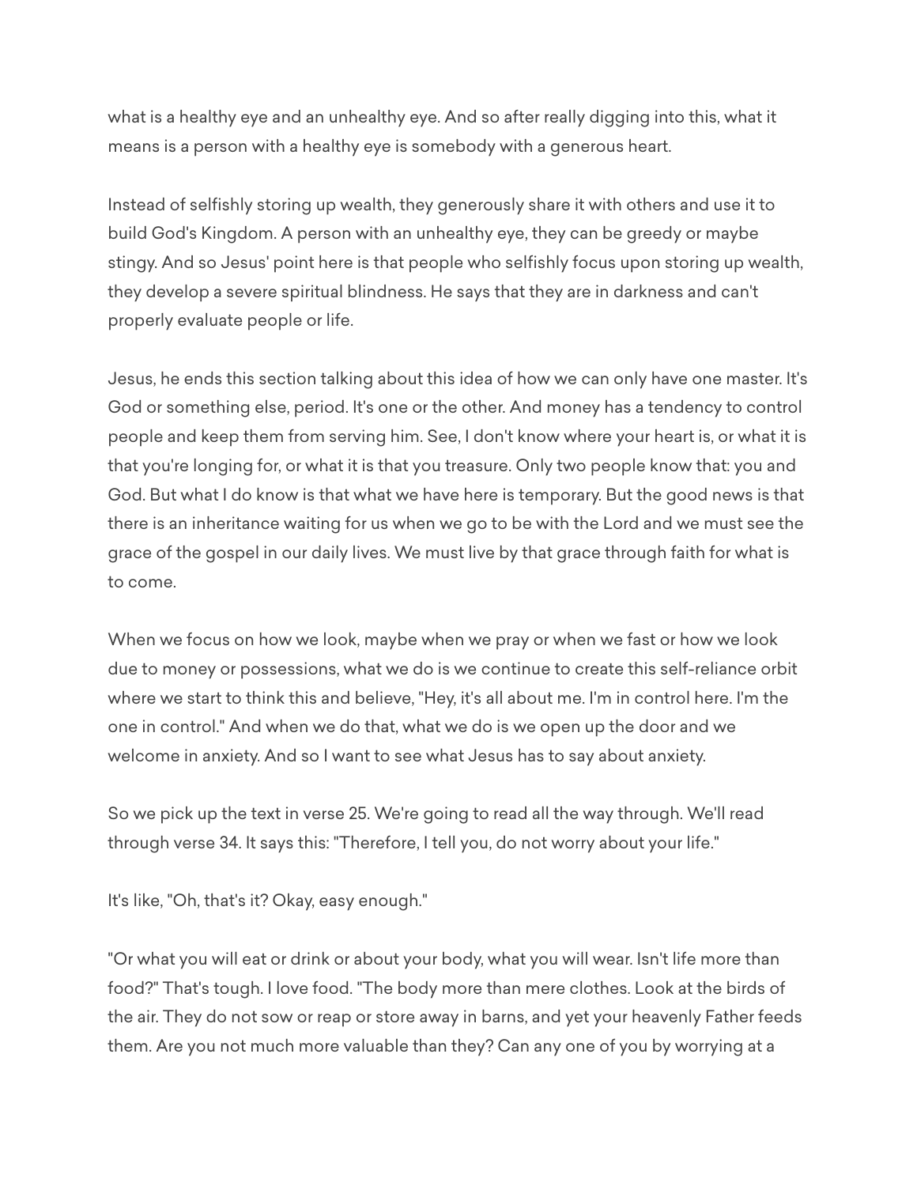what is a healthy eye and an unhealthy eye. And so after really digging into this, what it means is a person with a healthy eye is somebody with a generous heart.

Instead of selfishly storing up wealth, they generously share it with others and use it to build God's Kingdom. A person with an unhealthy eye, they can be greedy or maybe stingy. And so Jesus' point here is that people who selfishly focus upon storing up wealth, they develop a severe spiritual blindness. He says that they are in darkness and can't properly evaluate people or life.

Jesus, he ends this section talking about this idea of how we can only have one master. It's God or something else, period. It's one or the other. And money has a tendency to control people and keep them from serving him. See, I don't know where your heart is, or what it is that you're longing for, or what it is that you treasure. Only two people know that: you and God. But what I do know is that what we have here is temporary. But the good news is that there is an inheritance waiting for us when we go to be with the Lord and we must see the grace of the gospel in our daily lives. We must live by that grace through faith for what is to come.

When we focus on how we look, maybe when we pray or when we fast or how we look due to money or possessions, what we do is we continue to create this self-reliance orbit where we start to think this and believe, "Hey, it's all about me. I'm in control here. I'm the one in control." And when we do that, what we do is we open up the door and we welcome in anxiety. And so I want to see what Jesus has to say about anxiety.

So we pick up the text in verse 25. We're going to read all the way through. We'll read through verse 34. It says this: "Therefore, I tell you, do not worry about your life."

It's like, "Oh, that's it? Okay, easy enough."

"Or what you will eat or drink or about your body, what you will wear. Isn't life more than food?" That's tough. I love food. "The body more than mere clothes. Look at the birds of the air. They do not sow or reap or store away in barns, and yet your heavenly Father feeds them. Are you not much more valuable than they? Can any one of you by worrying at a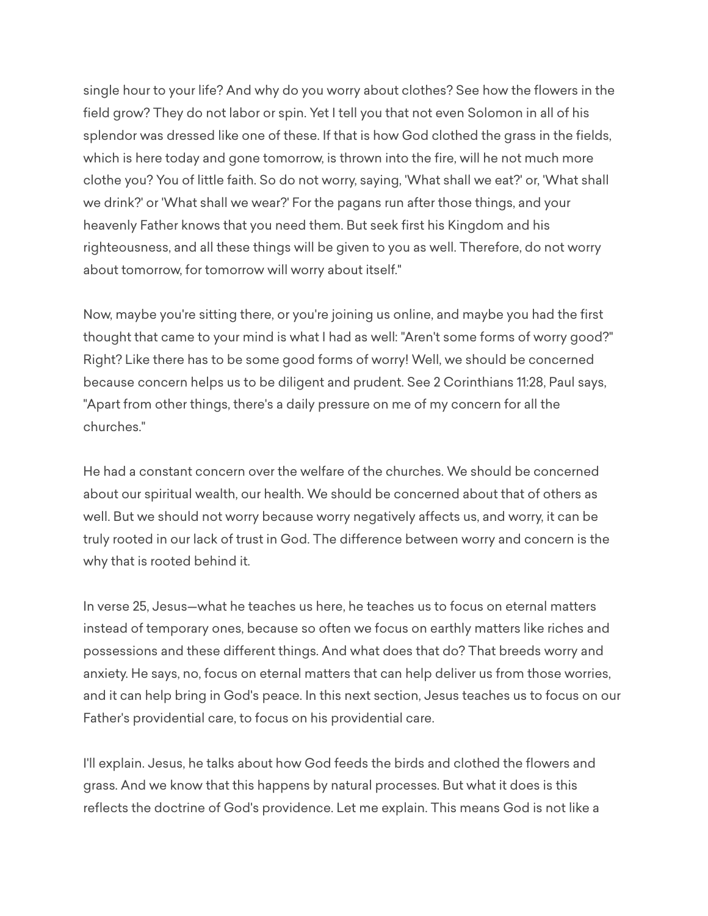single hour to your life? And why do you worry about clothes? See how the flowers in the field grow? They do not labor or spin. Yet I tell you that not even Solomon in all of his splendor was dressed like one of these. If that is how God clothed the grass in the fields, which is here today and gone tomorrow, is thrown into the fire, will he not much more clothe you? You of little faith. So do not worry, saying, 'What shall we eat?' or, 'What shall we drink?' or 'What shall we wear?' For the pagans run after those things, and your heavenly Father knows that you need them. But seek first his Kingdom and his righteousness, and all these things will be given to you as well. Therefore, do not worry about tomorrow, for tomorrow will worry about itself."

Now, maybe you're sitting there, or you're joining us online, and maybe you had the first thought that came to your mind is what I had as well: "Aren't some forms of worry good?" Right? Like there has to be some good forms of worry! Well, we should be concerned because concern helps us to be diligent and prudent. See 2 Corinthians 11:28, Paul says, "Apart from other things, there's a daily pressure on me of my concern for all the churches."

He had a constant concern over the welfare of the churches. We should be concerned about our spiritual wealth, our health. We should be concerned about that of others as well. But we should not worry because worry negatively affects us, and worry, it can be truly rooted in our lack of trust in God. The difference between worry and concern is the why that is rooted behind it.

In verse 25, Jesus—what he teaches us here, he teaches us to focus on eternal matters instead of temporary ones, because so often we focus on earthly matters like riches and possessions and these different things. And what does that do? That breeds worry and anxiety. He says, no, focus on eternal matters that can help deliver us from those worries, and it can help bring in God's peace. In this next section, Jesus teaches us to focus on our Father's providential care, to focus on his providential care.

I'll explain. Jesus, he talks about how God feeds the birds and clothed the flowers and grass. And we know that this happens by natural processes. But what it does is this reflects the doctrine of God's providence. Let me explain. This means God is not like a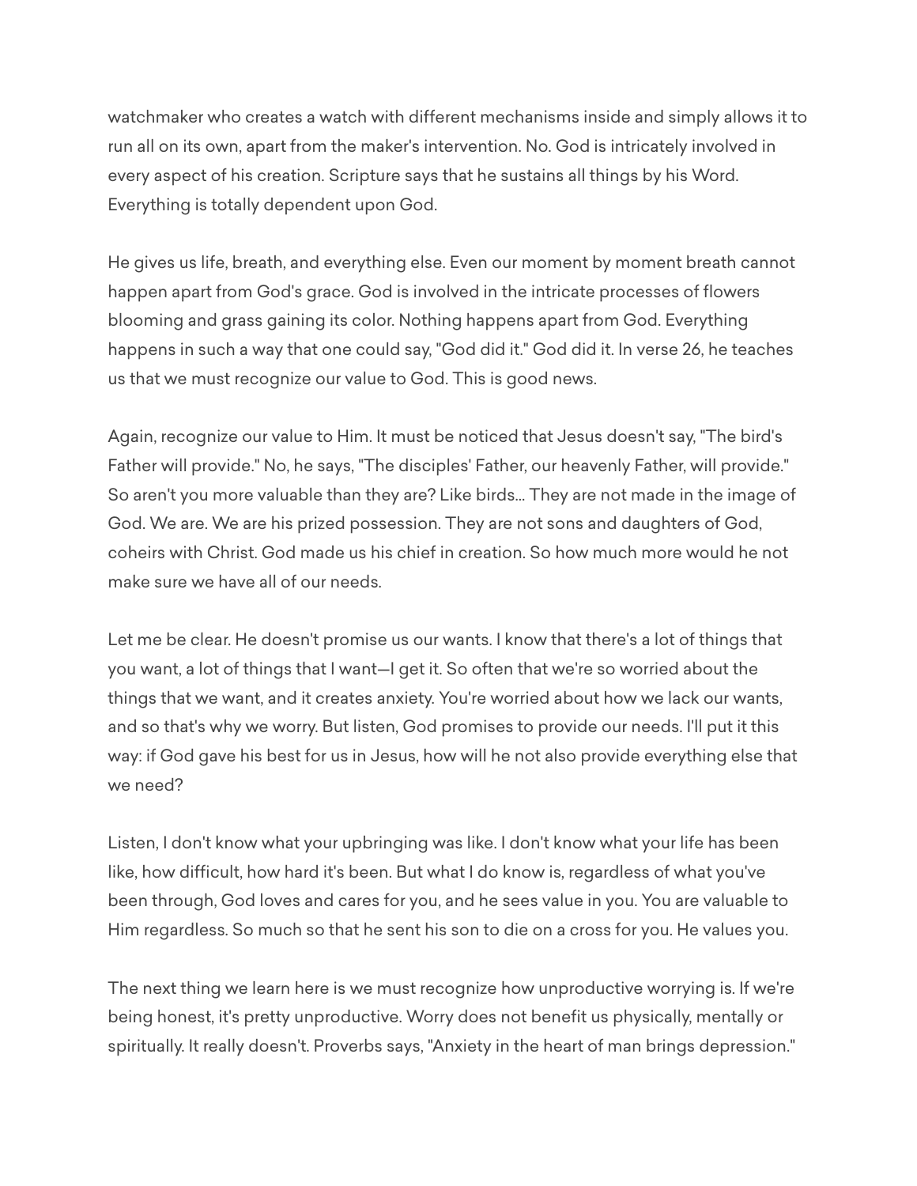watchmaker who creates a watch with different mechanisms inside and simply allows it to run all on its own, apart from the maker's intervention. No. God is intricately involved in every aspect of his creation. Scripture says that he sustains all things by his Word. Everything is totally dependent upon God.

He gives us life, breath, and everything else. Even our moment by moment breath cannot happen apart from God's grace. God is involved in the intricate processes of flowers blooming and grass gaining its color. Nothing happens apart from God. Everything happens in such a way that one could say, "God did it." God did it. In verse 26, he teaches us that we must recognize our value to God. This is good news.

Again, recognize our value to Him. It must be noticed that Jesus doesn't say, "The bird's Father will provide." No, he says, "The disciples' Father, our heavenly Father, will provide." So aren't you more valuable than they are? Like birds... They are not made in the image of God. We are. We are his prized possession. They are not sons and daughters of God, coheirs with Christ. God made us his chief in creation. So how much more would he not make sure we have all of our needs.

Let me be clear. He doesn't promise us our wants. I know that there's a lot of things that you want, a lot of things that I want—I get it. So often that we're so worried about the things that we want, and it creates anxiety. You're worried about how we lack our wants, and so that's why we worry. But listen, God promises to provide our needs. I'll put it this way: if God gave his best for us in Jesus, how will he not also provide everything else that we need?

Listen, I don't know what your upbringing was like. I don't know what your life has been like, how difficult, how hard it's been. But what I do know is, regardless of what you've been through, God loves and cares for you, and he sees value in you. You are valuable to Him regardless. So much so that he sent his son to die on a cross for you. He values you.

The next thing we learn here is we must recognize how unproductive worrying is. If we're being honest, it's pretty unproductive. Worry does not benefit us physically, mentally or spiritually. It really doesn't. Proverbs says, "Anxiety in the heart of man brings depression."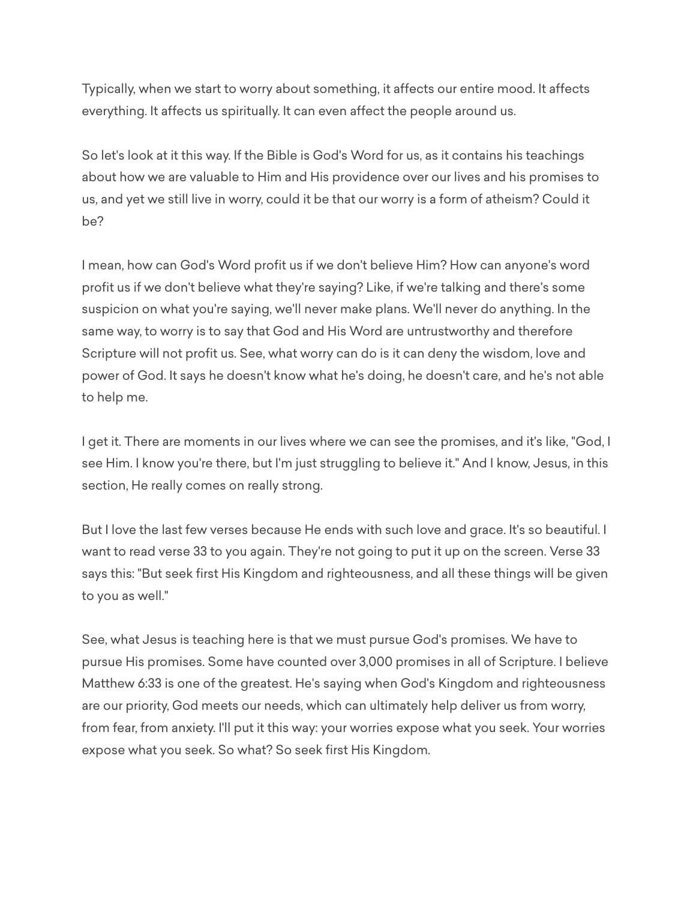Typically, when we start to worry about something, it affects our entire mood. It affects everything. It affects us spiritually. It can even affect the people around us.

So let's look at it this way. If the Bible is God's Word for us, as it contains his teachings about how we are valuable to Him and His providence over our lives and his promises to us, and yet we still live in worry, could it be that our worry is a form of atheism? Could it be?

I mean, how can God's Word profit us if we don't believe Him? How can anyone's word profit us if we don't believe what they're saying? Like, if we're talking and there's some suspicion on what you're saying, we'll never make plans. We'll never do anything. In the same way, to worry is to say that God and His Word are untrustworthy and therefore Scripture will not profit us. See, what worry can do is it can deny the wisdom, love and power of God. It says he doesn't know what he's doing, he doesn't care, and he's not able to help me.

I get it. There are moments in our lives where we can see the promises, and it's like, "God, I see Him. I know you're there, but I'm just struggling to believe it." And I know, Jesus, in this section, He really comes on really strong.

But I love the last few verses because He ends with such love and grace. It's so beautiful. I want to read verse 33 to you again. They're not going to put it up on the screen. Verse 33 says this: "But seek first His Kingdom and righteousness, and all these things will be given to you as well."

See, what Jesus is teaching here is that we must pursue God's promises. We have to pursue His promises. Some have counted over 3,000 promises in all of Scripture. I believe Matthew 6:33 is one of the greatest. He's saying when God's Kingdom and righteousness are our priority, God meets our needs, which can ultimately help deliver us from worry, from fear, from anxiety. I'll put it this way: your worries expose what you seek. Your worries expose what you seek. So what? So seek first His Kingdom.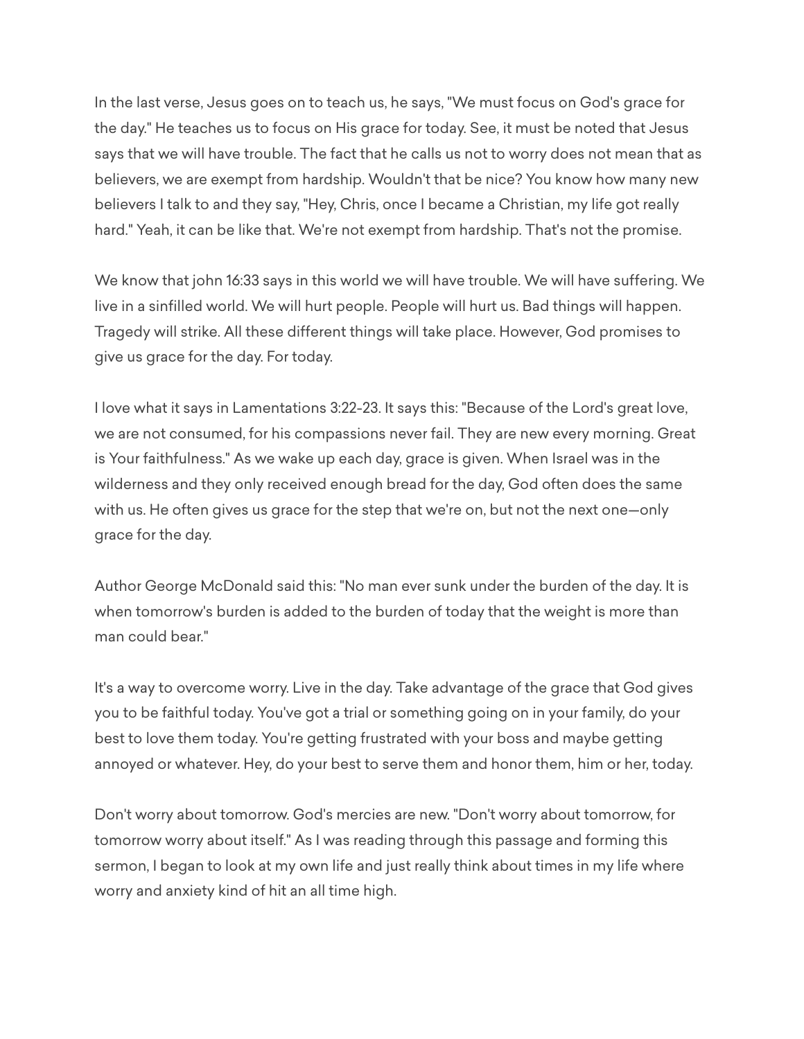In the last verse, Jesus goes on to teach us, he says, "We must focus on God's grace for the day." He teaches us to focus on His grace for today. See, it must be noted that Jesus says that we will have trouble. The fact that he calls us not to worry does not mean that as believers, we are exempt from hardship. Wouldn't that be nice? You know how many new believers I talk to and they say, "Hey, Chris, once I became a Christian, my life got really hard." Yeah, it can be like that. We're not exempt from hardship. That's not the promise.

We know that john 16:33 says in this world we will have trouble. We will have suffering. We live in a sinfilled world. We will hurt people. People will hurt us. Bad things will happen. Tragedy will strike. All these different things will take place. However, God promises to give us grace for the day. For today.

I love what it says in Lamentations 3:22-23. It says this: "Because of the Lord's great love, we are not consumed, for his compassions never fail. They are new every morning. Great is Your faithfulness." As we wake up each day, grace is given. When Israel was in the wilderness and they only received enough bread for the day, God often does the same with us. He often gives us grace for the step that we're on, but not the next one—only grace for the day.

Author George McDonald said this: "No man ever sunk under the burden of the day. It is when tomorrow's burden is added to the burden of today that the weight is more than man could bear."

It's a way to overcome worry. Live in the day. Take advantage of the grace that God gives you to be faithful today. You've got a trial or something going on in your family, do your best to love them today. You're getting frustrated with your boss and maybe getting annoyed or whatever. Hey, do your best to serve them and honor them, him or her, today.

Don't worry about tomorrow. God's mercies are new. "Don't worry about tomorrow, for tomorrow worry about itself." As I was reading through this passage and forming this sermon, I began to look at my own life and just really think about times in my life where worry and anxiety kind of hit an all time high.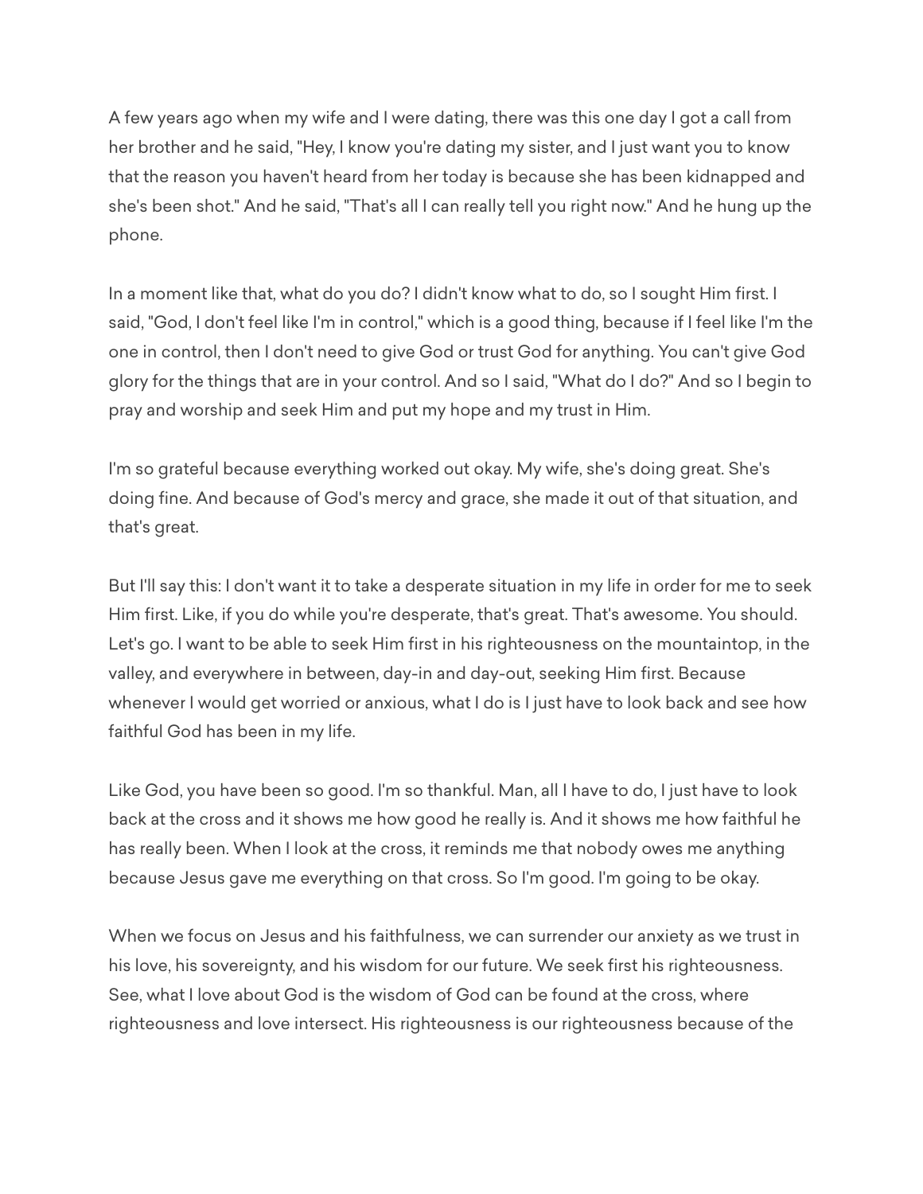A few years ago when my wife and I were dating, there was this one day I got a call from her brother and he said, "Hey, I know you're dating my sister, and I just want you to know that the reason you haven't heard from her today is because she has been kidnapped and she's been shot." And he said, "That's all I can really tell you right now." And he hung up the phone.

In a moment like that, what do you do? I didn't know what to do, so I sought Him first. I said, "God, I don't feel like I'm in control," which is a good thing, because if I feel like I'm the one in control, then I don't need to give God or trust God for anything. You can't give God glory for the things that are in your control. And so I said, "What do I do?" And so I begin to pray and worship and seek Him and put my hope and my trust in Him.

I'm so grateful because everything worked out okay. My wife, she's doing great. She's doing fine. And because of God's mercy and grace, she made it out of that situation, and that's great.

But I'll say this: I don't want it to take a desperate situation in my life in order for me to seek Him first. Like, if you do while you're desperate, that's great. That's awesome. You should. Let's go. I want to be able to seek Him first in his righteousness on the mountaintop, in the valley, and everywhere in between, day-in and day-out, seeking Him first. Because whenever I would get worried or anxious, what I do is I just have to look back and see how faithful God has been in my life.

Like God, you have been so good. I'm so thankful. Man, all I have to do, I just have to look back at the cross and it shows me how good he really is. And it shows me how faithful he has really been. When I look at the cross, it reminds me that nobody owes me anything because Jesus gave me everything on that cross. So I'm good. I'm going to be okay.

When we focus on Jesus and his faithfulness, we can surrender our anxiety as we trust in his love, his sovereignty, and his wisdom for our future. We seek first his righteousness. See, what I love about God is the wisdom of God can be found at the cross, where righteousness and love intersect. His righteousness is our righteousness because of the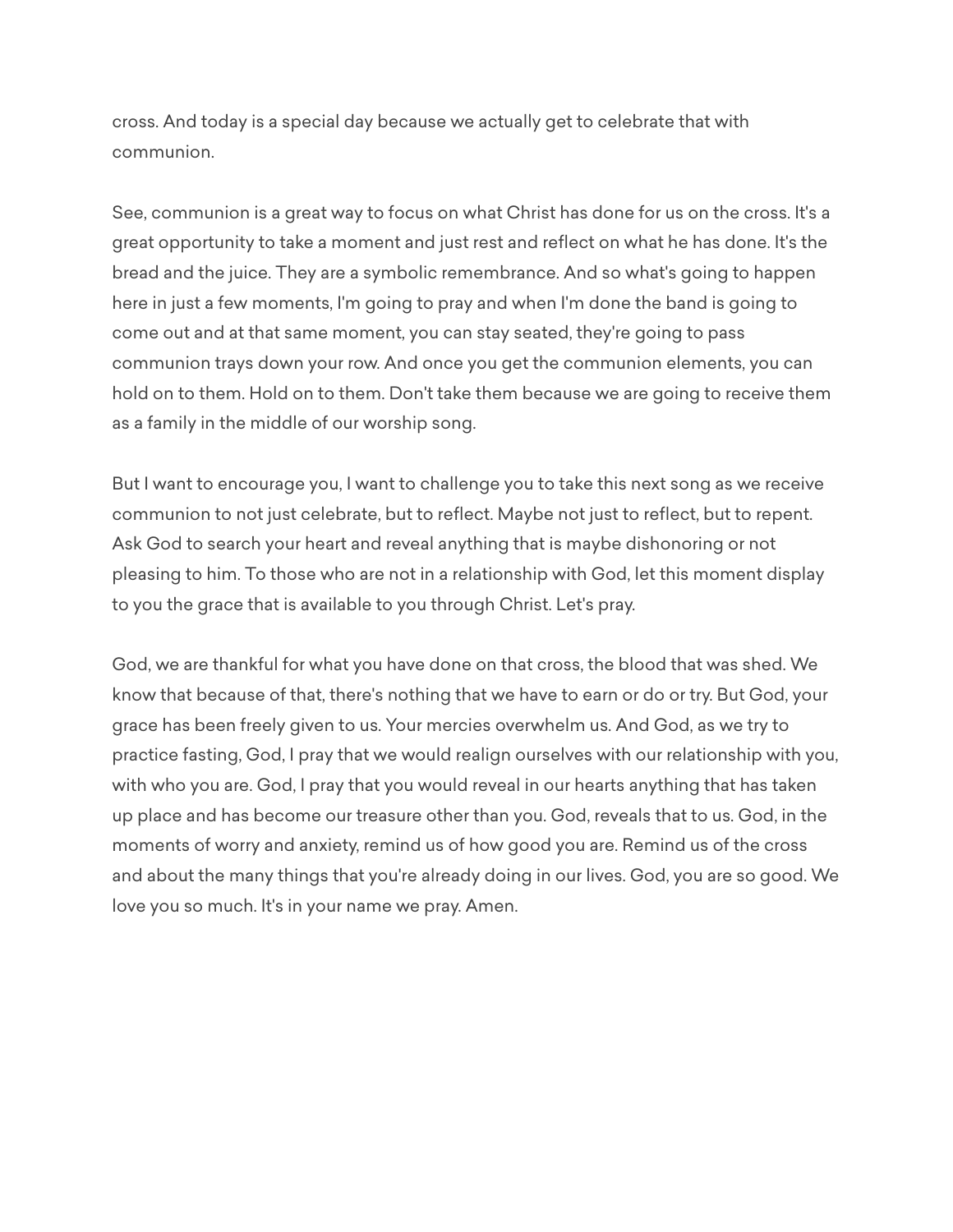cross. And today is a special day because we actually get to celebrate that with communion.

See, communion is a great way to focus on what Christ has done for us on the cross. It's a great opportunity to take a moment and just rest and reflect on what he has done. It's the bread and the juice. They are a symbolic remembrance. And so what's going to happen here in just a few moments, I'm going to pray and when I'm done the band is going to come out and at that same moment, you can stay seated, they're going to pass communion trays down your row. And once you get the communion elements, you can hold on to them. Hold on to them. Don't take them because we are going to receive them as a family in the middle of our worship song.

But I want to encourage you, I want to challenge you to take this next song as we receive communion to not just celebrate, but to reflect. Maybe not just to reflect, but to repent. Ask God to search your heart and reveal anything that is maybe dishonoring or not pleasing to him. To those who are not in a relationship with God, let this moment display to you the grace that is available to you through Christ. Let's pray.

God, we are thankful for what you have done on that cross, the blood that was shed. We know that because of that, there's nothing that we have to earn or do or try. But God, your grace has been freely given to us. Your mercies overwhelm us. And God, as we try to practice fasting, God, I pray that we would realign ourselves with our relationship with you, with who you are. God, I pray that you would reveal in our hearts anything that has taken up place and has become our treasure other than you. God, reveals that to us. God, in the moments of worry and anxiety, remind us of how good you are. Remind us of the cross and about the many things that you're already doing in our lives. God, you are so good. We love you so much. It's in your name we pray. Amen.